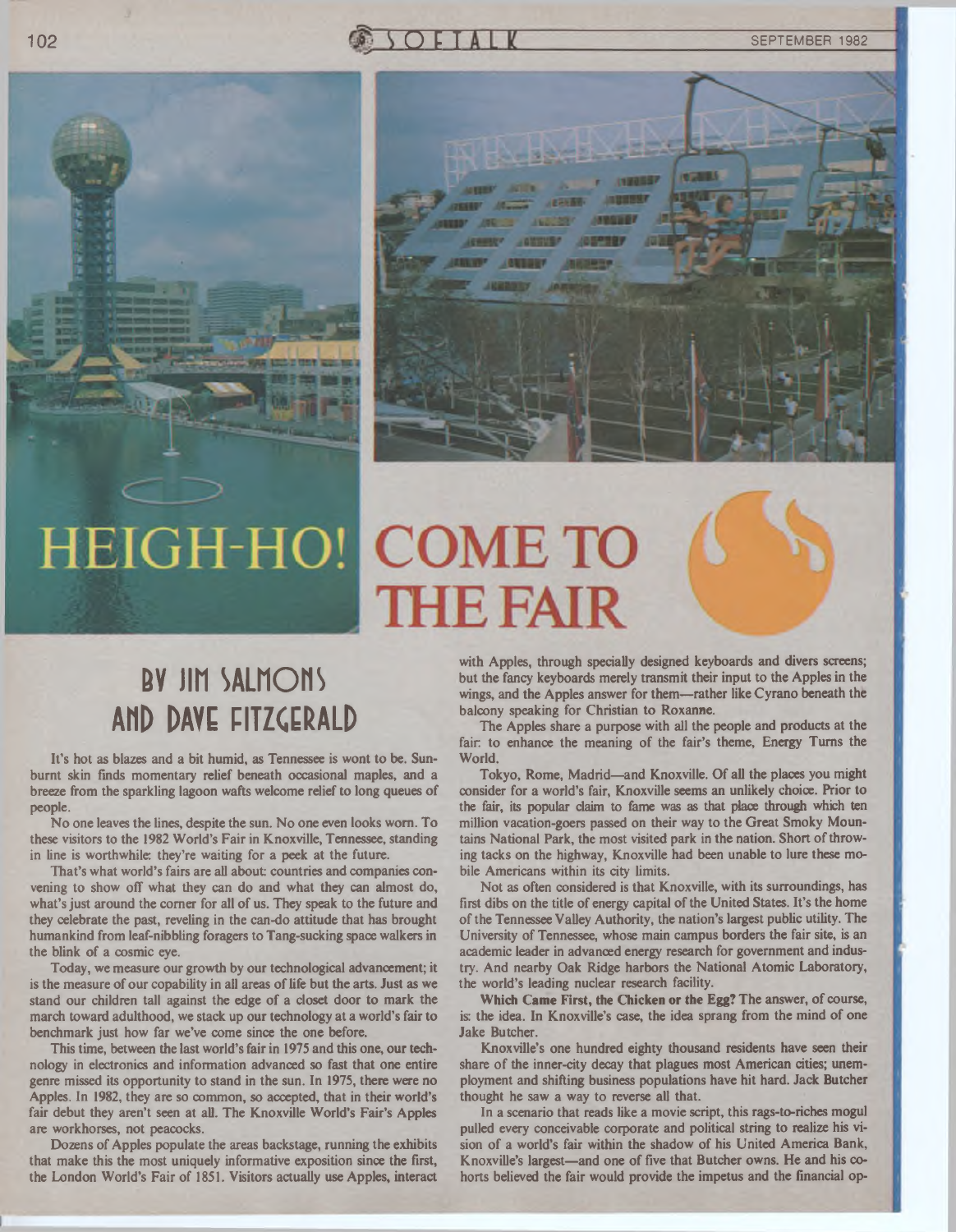# HEIGH-HO! COME TO THE FAIR

## BY JIM SALMONS AND DAVE FITZGERALD

It's hot as blazes and a bit humid, as Tennessee is wont to be. Sunburnt skin finds momentary relief beneath occasional maples, and a breeze from the sparkling lagoon wafts welcome relief to long queues of people.

No one leaves the lines, despite the sun. No one even looks worn. To these visitors to the 1982 World's Fair in Knoxville, Tennessee, standing in line is worthwhile: they're waiting for a peek at the future.

That's what world's fairs are all about: countries and companies convening to show off what they can do and what they can almost do, what's just around the corner for all of us. They speak to the future and they celebrate the past, reveling in the can-do attitude that has brought humankind from leaf-nibbling foragers to Tang-sucking space walkers in the blink of a cosmic eye.

Today, we measure our growth by our technological advancement; it is the measure of our copability in all areas of life but the arts. Just as we stand our children tall against the edge of a closet door to mark the march toward adulthood, we stack up our technology at a world's fair to benchmark just how far we've come since the one before.

This time, between the last world's fair in 1975 and this one, our technology in electronics and information advanced so fast that one entire genre missed its opportunity to stand in the sun. In 1975, there were no Apples. In 1982, they are so common, so accepted, that in their world's fair debut they aren't seen at all. The Knoxville World's Fair's Apples are workhorses, not peacocks.

Dozens of Apples populate the areas backstage, running the exhibits that make this the most uniquely informative exposition since the first, the London World's Fair of 1851. Visitors actually use Apples, interact with Apples, through specially designed keyboards and divers screens; but the fancy keyboards merely transmit their input to the Apples in the wings, and the Apples answer for them—rather like Cyrano beneath the balcony speaking for Christian to Roxanne.

The Apples share a purpose with all the people and products at the fair: to enhance the meaning of the fair's theme, Energy Turns the World.

Tokyo, Rome, Madrid—and Knoxville. Of all the places you might consider for a world's fair, Knoxville seems an unlikely choice. Prior to the fair, its popular claim to fame was as that place through which ten million vacation-goers passed on their way to the Great Smoky Mountains National Park, the most visited park in the nation. Short of throwing tacks on the highway, Knoxville had been unable to lure these mobile Americans within its city limits.

Not as often considered is that Knoxville, with its surroundings, has first dibs on the title of energy capital of the United States. It's the home of the Tennessee Valley Authority, the nation's largest public utility. The University of Tennessee, whose main campus borders the fair site, is an academic leader in advanced energy research for government and industry. And nearby Oak Ridge harbors the National Atomic Laboratory, the world's leading nuclear research facility.

**Which Came First, the Chicken or the Egg?** The answer, of course, is: the idea. In Knoxville's case, the idea sprang from the mind of one Jake Butcher.

Knoxville's one hundred eighty thousand residents have seen their share of the inner-city decay that plagues most American cities; unemployment and shifting business populations have hit hard. Jack Butcher thought he saw a way to reverse all that.

In a scenario that reads like a movie script, this rags-to-riches mogul pulled every conceivable corporate and political string to realize his vision of a world's fair within the shadow of his United America Bank, Knoxville's largest—and one of five that Butcher owns. He and his cohorts believed the fair would provide the impetus and the financial op-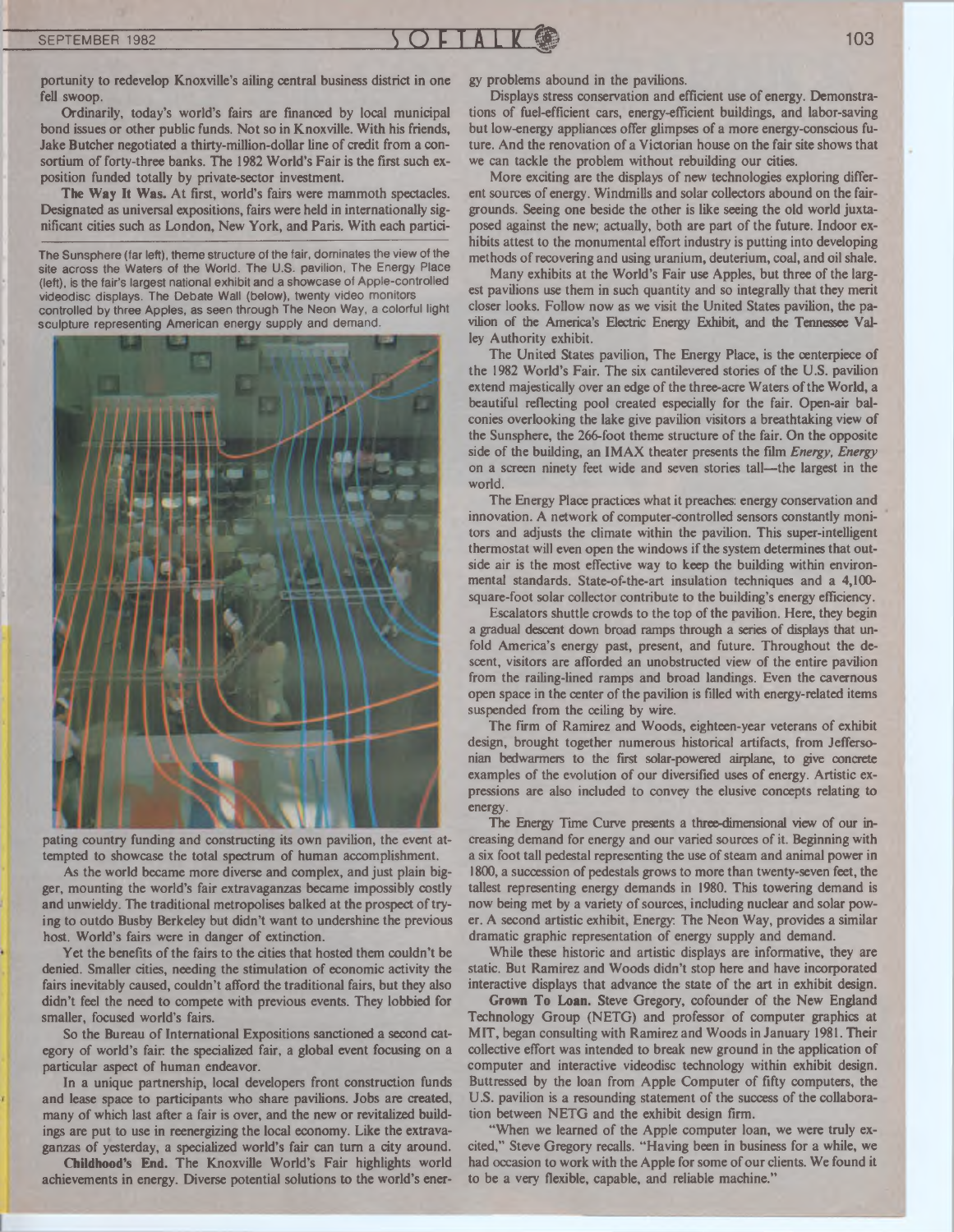portunity to redevelop Knoxville's ailing central business district in one fell swoop.

Ordinarily, today's world's fairs are financed by local municipal bond issues or other public funds. Not so in Knoxville. With his friends, Jake Butcher negotiated a thirty-million-dollar line of credit from a consortium of forty-three banks. The 1982 World's Fair is the first such exposition funded totally by private-sector investment.

**The Way It Was.** At first, world's fairs were mammoth spectacles. Designated as universal expositions, fairs were held in internationally significant cities such as London, New York, and Paris. With each participating country funding and constructing its own pavilion, the event attempted to showcase the total spectrum of human accomplishment.

The Sunsphere (far left), theme structure of the fair, dominates the view of the site across the Waters of the World. The U.S. pavilion, The Energy Place (left), is the fair's largest national exhibit and a showcase of Apple-controlled videodisc displays. The Debate Wall (below), twenty video monitors controlled by three Apples, as seen through The Neon Way, a colorful light sculpture representing American energy supply and demand.

As the world became more diverse and complex, and just plain bigger, mounting the world's fair extravaganzas became impossibly costly and unwieldy. The traditional metropolises balked at the prospect of trying to outdo Busby Berkeley but didn't want to undershine the previous host. World's fairs were in danger of extinction.

Yet the benefits of the fairs to the cities that hosted them couldn't be denied. Smaller cities, needing the stimulation of economic activity the fairs inevitably caused, couldn't afford the traditional fairs, but they also didn't feel the need to compete with previous events. They lobbied for smaller, focused world's fairs.

So the Bureau of International Expositions sanctioned a second category of world's fair: the specialized fair, a global event focusing on a particular aspect of human endeavor.

In a unique partnership, local developers front construction funds and lease space to participants who share pavilions. Jobs are created, many of which last after a fair is over, and the new or revitalized buildings are put to use in reenergizing the local economy. Like the extravaganzas of yesterday, a specialized world's fair can turn a city around.

**Childhood's End.** The Knoxville World's Fair highlights world achievements in energy. Diverse potential solutions to the world's energy problems abound in the pavilions.

Displays stress conservation and efficient use of energy. Demonstrations of fuel-efficient cars, energy-efficient buildings, and labor-saving but low-energy appliances offer glimpses of a more energy-conscious future. And the renovation of a Victorian house on the fair site shows that we can tackle the problem without rebuilding our cities.

More exciting are the displays of new technologies exploring different sources of energy. Windmills and solar collectors abound on the fairgrounds. Seeing one beside the other is like seeing the old world juxtaposed against the new; actually, both are part of the future. Indoor exhibits attest to the monumental effort industry is putting into developing methods of recovering and using uranium, deuterium, coal, and oil shale.

Many exhibits at the World's Fair use Apples, but three of the largest pavilions use them in such quantity and so integrally that they merit closer looks. Follow now as we visit the United States pavilion, the pavilion of the America's Electric Energy Exhibit, and the Tennessee Valley Authority exhibit.

The United States pavilion, The Energy Place, is the centerpiece of the 1982 World's Fair. The six cantilevered stories of the U.S. pavilion extend majestically over an edge of the three-acre Waters of the World, a beautiful reflecting pool created especially for the fair. Open-air balconies overlooking the lake give pavilion visitors a breathtaking view of the Sunsphere, the 266-foot theme structure of the fair. On the opposite side of the building, an IMAX theater presents the film *Energy, Energy* on a screen ninety feet wide and seven stories tall—the largest in the world.

The Energy Place practices what it preaches: energy conservation and innovation. A network of computer-controlled sensors constantly monitors and adjusts the climate within the pavilion. This super-intelligent thermostat will even open the windows if the system determines that outside air is the most effective way to keep the building within environmental standards. State-of-the-art insulation techniques and a 4,100-square-foot solar collector contribute to the building's energy efficiency.

Escalators shuttle crowds to the top of the pavilion. Here, they begin a gradual descent down broad ramps through a series of displays that unfold America's energy past, present, and future. Throughout the descent, visitors are afforded an unobstructed view of the entire pavilion from the railing-lined ramps and broad landings. Even the cavernous open space in the center of the pavilion is filled with energy-related items suspended from the ceiling by wire.

The firm of Ramirez and Woods, eighteen-year veterans of exhibit design, brought together numerous historical artifacts, from Jeffersonian bedwarmers to the first solar-powered airplane, to give concrete examples of the evolution of our diversified uses of energy. Artistic expressions are also included to convey the elusive concepts relating to energy.

The Energy Time Curve presents a three-dimensional view of our increasing demand for energy and our varied sources of it. Beginning with a six foot tall pedestal representing the use of steam and animal power in 1800, a succession of pedestals grows to more than twenty-seven feet, the tallest representing energy demands in 1980. This towering demand is now being met by a variety of sources, including nuclear and solar power. A second artistic exhibit, Energy: The Neon Way, provides a similar dramatic graphic representation of energy supply and demand.

While these historic and artistic displays are informative, they are static. But Ramirez and Woods didn't stop here and have incorporated interactive displays that advance the state of the art in exhibit design.

**Grown To Loan.** Steve Gregory, cofounder of the New England Technology Group (NETG) and professor of computer graphics at MIT, began consulting with Ramirez and Woods in January 1981. Their collective effort was intended to break new ground in the application of computer and interactive videodisc technology within exhibit design. Buttressed by the loan from Apple Computer of fifty computers, the U.S. pavilion is a resounding statement of the success of the collaboration between NETG and the exhibit design firm.

"When we learned of the Apple computer loan, we were truly excited," Steve Gregory recalls. "Having been in business for a while, we had occasion to work with the Apple for some of our clients. We found it to be a very flexible, capable, and reliable machine."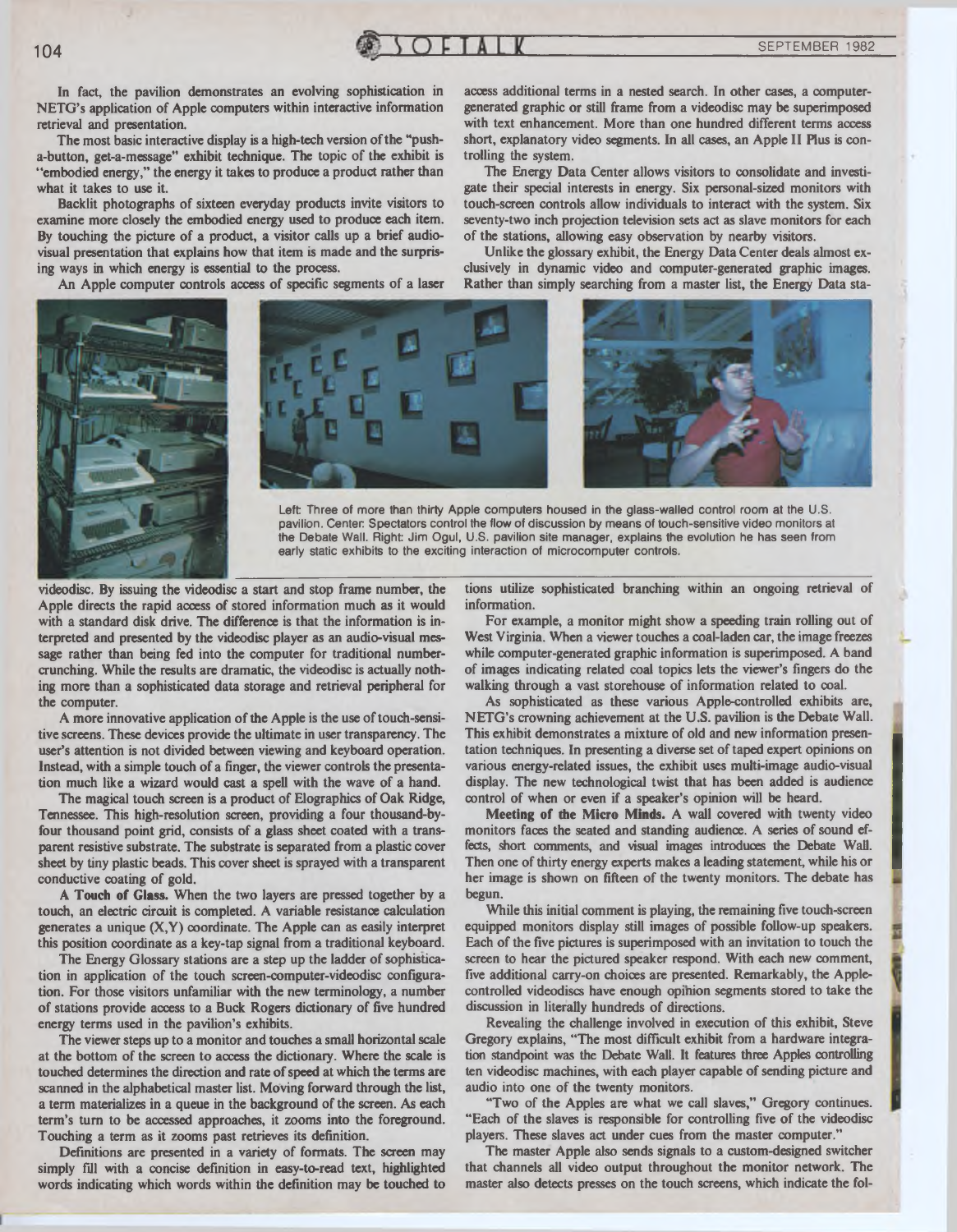In fact, the pavilion demonstrates an evolving sophistication in NETG's application of Apple computers within interactive information retrieval and presentation.

The most basic interactive display is a high-tech version of the "push-a-button, get-a-message" exhibit technique. The topic of the exhibit is "embodied energy," the energy it takes to produce a product rather than what it takes to use it.

Backlit photographs of sixteen everyday products invite visitors to examine more closely the embodied energy used to produce each item. By touching the picture of a product, a visitor calls up a brief audio-visual presentation that explains how that item is made and the surprising ways in which energy is essential to the process.

An Apple computer controls access of specific segments of a laser videodisc. By issuing the videodisc a start and stop frame number, the Apple directs the rapid access of stored information much as it would with a standard disk drive. The difference is that the information is interpreted and presented by the videodisc player as an audio-visual message rather than being fed into the computer for traditional number-crunching. While the results are dramatic, the videodisc is actually nothing more than a sophisticated data storage and retrieval peripheral for the computer.

A more innovative application of the Apple is the use of touch-sensitive screens. These devices provide the ultimate in user transparency. The user's attention is not divided between viewing and keyboard operation. Instead, with a simple touch of a finger, the viewer controls the presentation much like a wizard would cast a spell with the wave of a hand.

The magical touch screen is a product of Elographics of Oak Ridge, Tennessee. This high-resolution screen, providing a four thousand-by-four thousand point grid, consists of a glass sheet coated with a transparent resistive substrate. The substrate is separated from a plastic cover sheet by tiny plastic beads. This cover sheet is sprayed with a transparent conductive coating of gold.

**A Touch of Glass.** When the two layers are pressed together by a touch, an electric circuit is completed. A variable resistance calculation generates a unique (X,Y) coordinate. The Apple can as easily interpret this position coordinate as a key-tap signal from a traditional keyboard.

The Energy Glossary stations are a step up the ladder of sophistication in application of the touch screen-computer-videodisc configuration. For those visitors unfamiliar with the new terminology, a number of stations provide access to a Buck Rogers dictionary of five hundred energy terms used in the pavilion's exhibits.

The viewer steps up to a monitor and touches a small horizontal scale at the bottom of the screen to access the dictionary. Where the scale is touched determines the direction and rate of speed at which the terms are scanned in the alphabetical master list. Moving forward through the list, a term materializes in a queue in the background of the screen. As each term's turn to be accessed approaches, it zooms into the foreground. Touching a term as it zooms past retrieves its definition.

Definitions are presented in a variety of formats. The screen may simply fill with a concise definition in easy-to-read text, highlighted words indicating which words within the definition may be touched to access additional terms in a nested search. In other cases, a computer-generated graphic or still frame from a videodisc may be superimposed with text enhancement. More than one hundred different terms access short, explanatory video segments. In all cases, an Apple II Plus is controlling the system.

The Energy Data Center allows visitors to consolidate and investigate their special interests in energy. Six personal-sized monitors with touch-screen controls allow individuals to interact with the system. Six seventy-two inch projection television sets act as slave monitors for each of the stations, allowing easy observation by nearby visitors.

Unlike the glossary exhibit, the Energy Data Center deals almost exclusively in dynamic video and computer-generated graphic images. Rather than simply searching from a master list, the Energy Data stations utilize sophisticated branching within an ongoing retrieval of information.

Left: Three of more than thirty Apple computers housed in the glass-walled control room at the U.S. pavilion. Center: Spectators control the flow of discussion by means of touch-sensitive video monitors at the Debate Wall. Right: Jim Ogul, U.S. pavilion site manager, explains the evolution he has seen from early static exhibits to the exciting interaction of microcomputer controls.

For example, a monitor might show a speeding train rolling out of West Virginia. When a viewer touches a coal-laden car, the image freezes while computer-generated graphic information is superimposed. A band of images indicating related coal topics lets the viewer's fingers do the walking through a vast storehouse of information related to coal.

As sophisticated as these various Apple-controlled exhibits are, NETG's crowning achievement at the U.S. pavilion is the Debate Wall. This exhibit demonstrates a mixture of old and new information presentation techniques. In presenting a diverse set of taped expert opinions on various energy-related issues, the exhibit uses multi-image audio-visual display. The new technological twist that has been added is audience control of when or even if a speaker's opinion will be heard.

**Meeting of the Micro Minds.** A wall covered with twenty video monitors faces the seated and standing audience. A series of sound effects, short comments, and visual images introduces the Debate Wall. Then one of thirty energy experts makes a leading statement, while his or her image is shown on fifteen of the twenty monitors. The debate has begun.

While this initial comment is playing, the remaining five touch-screen equipped monitors display still images of possible follow-up speakers. Each of the five pictures is superimposed with an invitation to touch the screen to hear the pictured speaker respond. With each new comment, five additional carry-on choices are presented. Remarkably, the Apple-controlled videodiscs have enough opihion segments stored to take the discussion in literally hundreds of directions.

Revealing the challenge involved in execution of this exhibit, Steve Gregory explains, "The most difficult exhibit from a hardware integration standpoint was the Debate Wall. It features three Apples controlling ten videodisc machines, with each player capable of sending picture and audio into one of the twenty monitors.

"Two of the Apples are what we call slaves," Gregory continues. "Each of the slaves is responsible for controlling five of the videodisc players. These slaves act under cues from the master computer."

The master Apple also sends signals to a custom-designed switcher that channels all video output throughout the monitor network. The master also detects presses on the touch screens, which indicate the fol-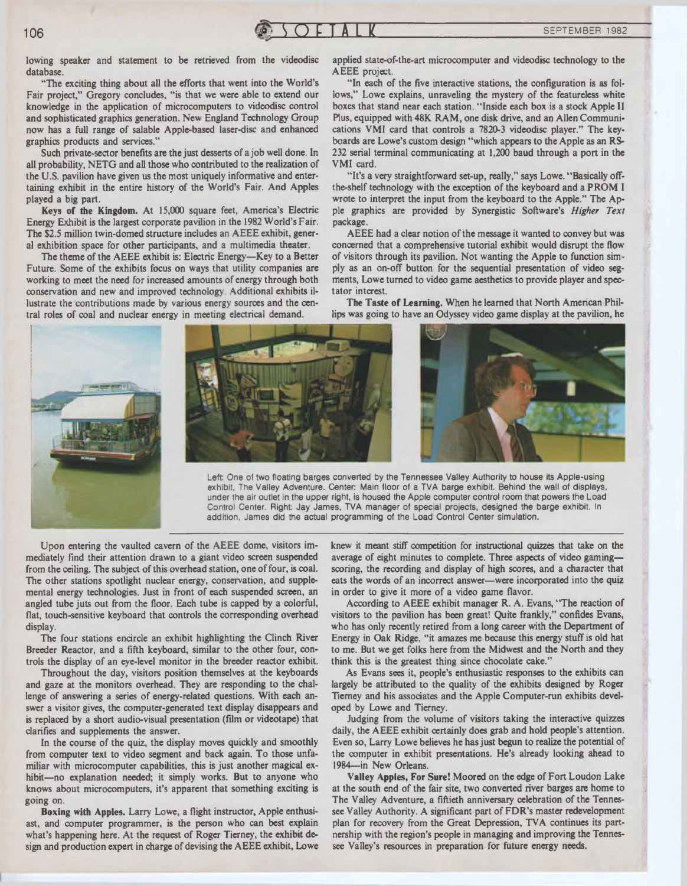lowing speaker and statement to be retrieved from the videodisc database.

"The exciting thing about all the efforts that went into the World's Fair project," Gregory concludes, "is that we were able to extend our knowledge in the application of microcomputers to videodisc control and sophisticated graphics generation. New England Technology Group now has a full range of salable Apple-based laser-disc and enhanced graphics products and services."

Such private-sector benefits are the just desserts of a job well done. In all probability, NETG and all those who contributed to the realization of the U.S. pavilion have given us the most uniquely informative and entertaining exhibit in the entire history of the World's Fair. And Apples played a big part.

**Keys of the Kingdom.** At 15,000 square feet, America's Electric Energy Exhibit is the largest corporate pavilion in the 1982 World's Fair. The $2.5 million twin-domed structure includes an AEEE exhibit, general exhibition space for other participants, and a multimedia theater.

The theme of the AEEE exhibit is: Electric Energy—Key to a Better Future. Some of the exhibits focus on ways that utility companies are working to meet the need for increased amounts of energy through both conservation and new and improved technology. Additional exhibits illustrate the contributions made by various energy sources and the central roles of coal and nuclear energy in meeting electrical demand.

Upon entering the vaulted cavern of the AEEE dome, visitors immediately find their attention drawn to a giant video screen suspended from the ceiling. The subject of this overhead station, one of four, is coal. The other stations spotlight nuclear energy, conservation, and supplemental energy technologies. Just in front of each suspended screen, an angled tube juts out from the floor. Each tube is capped by a colorful, flat, touch-sensitive keyboard that controls the corresponding overhead display.

The four stations encircle an exhibit highlighting the Clinch River Breeder Reactor, and a fifth keyboard, similar to the other four, controls the display of an eye-level monitor in the breeder reactor exhibit.

Throughout the day, visitors position themselves at the keyboards and gaze at the monitors overhead. They are responding to the challenge of answering a series of energy-related questions. With each answer a visitor gives, the computer-generated text display disappears and is replaced by a short audio-visual presentation (film or videotape) that clarifies and supplements the answer.

In the course of the quiz, the display moves quickly and smoothly from computer text to video segment and back again. To those unfamiliar with microcomputer capabilities, this is just another magical exhibit—no explanation needed; it simply works. But to anyone who knows about microcomputers, it's apparent that something exciting is going on.

**Boxing with Apples.** Larry Lowe, a flight instructor, Apple enthusiast, and computer programmer, is the person who can best explain what's happening here. At the request of Roger Tierney, the exhibit design and production expert in charge of devising the AEEE exhibit, Lowe applied state-of-the-art microcomputer and videodisc technology to the AEEE project.

"In each of the five interactive stations, the configuration is as follows," Lowe explains, unraveling the mystery of the featureless white boxes that stand near each station. "Inside each box is a stock Apple II Plus, equipped with 48K RAM, one disk drive, and an Allen Communications VMI card that controls a 7820-3 videodisc player." The keyboards are Lowe's custom design "which appears to the Apple as an RS-232 serial terminal communicating at 1,200 baud through a port in the VMI card.

"It's a very straightforward set-up, really," says Lowe. "Basically off-the-shelf technology with the exception of the keyboard and a PROM I wrote to interpret the input from the keyboard to the Apple." The Apple graphics are provided by Synergistic Software's *Higher Text* package.

AEEE had a clear notion of the message it wanted to convey but was concerned that a comprehensive tutorial exhibit would disrupt the flow of visitors through its pavilion. Not wanting the Apple to function simply as an on-off button for the sequential presentation of video segments, Lowe turned to video game aesthetics to provide player and spectator interest.

**The Taste of Learning.** When he learned that North American Phillips was going to have an Odyssey video game display at the pavilion, he knew it meant stiff competition for instructional quizzes that take on the average of eight minutes to complete. Three aspects of video gaming—scoring, the recording and display of high scores, and a character that eats the words of an incorrect answer—were incorporated into the quiz in order to give it more of a video game flavor.

According to AEEE exhibit manager R. A. Evans, "The reaction of visitors to the pavilion has been great! Quite frankly," confides Evans, who has only recently retired from a long career with the Department of Energy in Oak Ridge, "it amazes me because this energy stuff is old hat to me. But we get folks here from the Midwest and the North and they think this is the greatest thing since chocolate cake."

As Evans sees it, people's enthusiastic responses to the exhibits can largely be attributed to the quality of the exhibits designed by Roger Tierney and his associates and the Apple Computer-run exhibits developed by Lowe and Tierney.

Judging from the volume of visitors taking the interactive quizzes daily, the AEEE exhibit certainly does grab and hold people's attention. Even so, Larry Lowe believes he has just begun to realize the potential of the computer in exhibit presentations. He's already looking ahead to 1984—in New Orleans.

**Valley Apples, For Sure!** Moored on the edge of Fort Loudon Lake at the south end of the fair site, two converted river barges are home to The Valley Adventure, a fiftieth anniversary celebration of the Tennessee Valley Authority. A significant part of FDR's master redevelopment plan for recovery from the Great Depression, TVA continues its partnership with the region's people in managing and improving the Tennessee Valley's resources in preparation for future energy needs.

Left: One of two floating barges converted by the Tennessee Valley Authority to house its Apple-using exhibit, The Valley Adventure. Center: Main floor of a TVA barge exhibit. Behind the wall of displays, under the air outlet in the upper right, is housed the Apple computer control room that powers the Load Control Center. Right: Jay James, TVA manager of special projects, designed the barge exhibit. In addition, James did the actual programming of the Load Control Center simulation.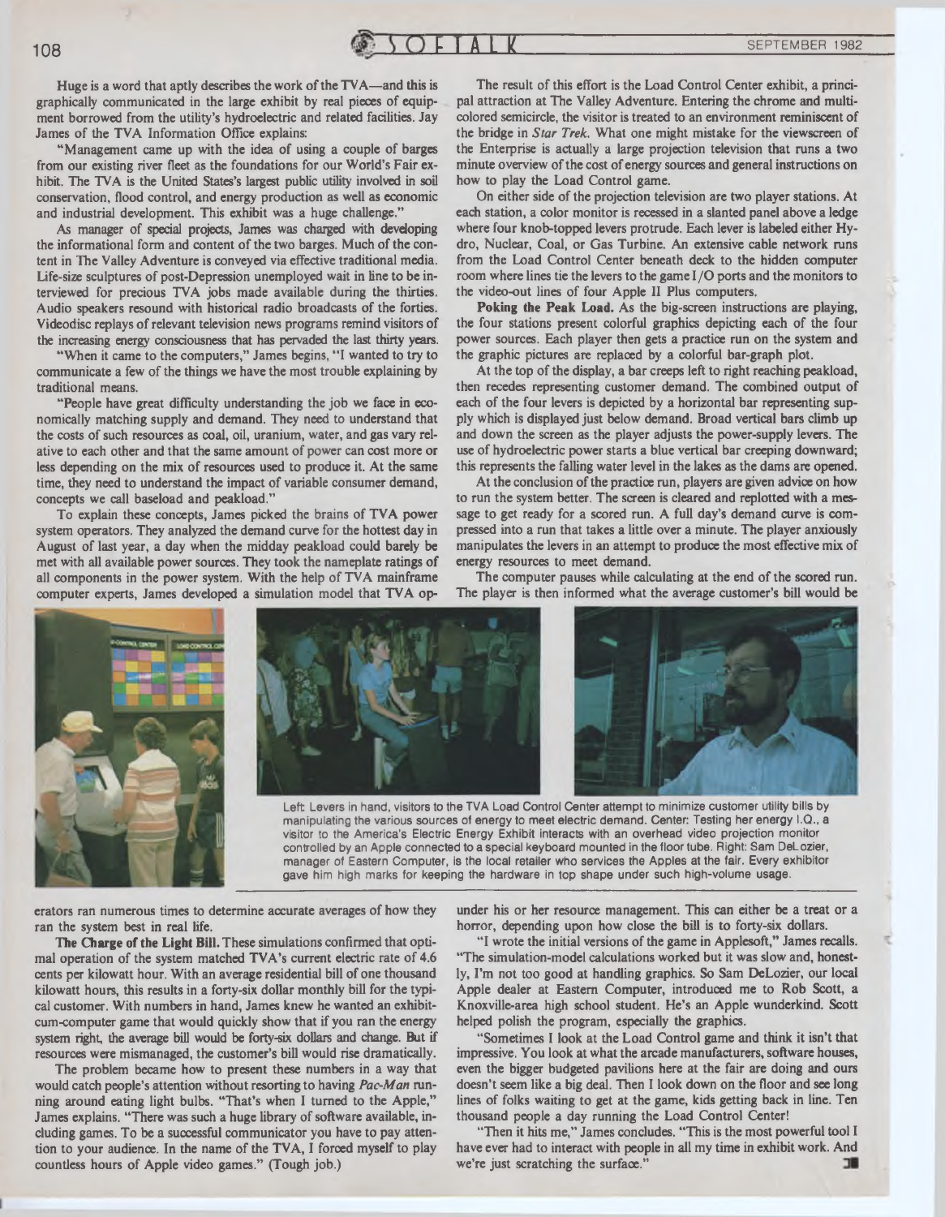Huge is a word that aptly describes the work of the TVA—and this is graphically communicated in the large exhibit by real pieces of equipment borrowed from the utility's hydroelectric and related facilities. Jay James of the TVA Information Office explains:

"Management came up with the idea of using a couple of barges from our existing river fleet as the foundations for our World's Fair exhibit. The TVA is the United States's largest public utility involved in soil conservation, flood control, and energy production as well as economic and industrial development. This exhibit was a huge challenge."

As manager of special projects, James was charged with developing the informational form and content of the two barges. Much of the content in The Valley Adventure is conveyed via effective traditional media. Life-size sculptures of post-Depression unemployed wait in line to be interviewed for precious TVA jobs made available during the thirties. Audio speakers resound with historical radio broadcasts of the forties. Videodisc replays of relevant television news programs remind visitors of the increasing energy consciousness that has pervaded the last thirty years.

"When it came to the computers," James begins, "I wanted to try to communicate a few of the things we have the most trouble explaining by traditional means.

"People have great difficulty understanding the job we face in economically matching supply and demand. They need to understand that the costs of such resources as coal, oil, uranium, water, and gas vary relative to each other and that the same amount of power can cost more or less depending on the mix of resources used to produce it. At the same time, they need to understand the impact of variable consumer demand, concepts we call baseload and peakload."

To explain these concepts, James picked the brains of TVA power system operators. They analyzed the demand curve for the hottest day in August of last year, a day when the midday peakload could barely be met with all available power sources. They took the nameplate ratings of all components in the power system. With the help of TVA mainframe computer experts, James developed a simulation model that TVA operators ran numerous times to determine accurate averages of how they ran the system best in real life.

**The Charge of the Light Bill.** These simulations confirmed that optimal operation of the system matched TVA's current electric rate of 4.6 cents per kilowatt hour. With an average residential bill of one thousand kilowatt hours, this results in a forty-six dollar monthly bill for the typical customer. With numbers in hand, James knew he wanted an exhibit-cum-computer game that would quickly show that if you ran the energy system right, the average bill would be forty-six dollars and change. But if resources were mismanaged, the customer's bill would rise dramatically.

The problem became how to present these numbers in a way that would catch people's attention without resorting to having *Pac-Man* running around eating light bulbs. "That's when I turned to the Apple," James explains. "There was such a huge library of software available, including games. To be a successful communicator you have to pay attention to your audience. In the name of the TVA, I forced myself to play countless hours of Apple video games." (Tough job.)

The result of this effort is the Load Control Center exhibit, a principal attraction at The Valley Adventure. Entering the chrome and multicolored semicircle, the visitor is treated to an environment reminiscent of the bridge in *Star Trek.* What one might mistake for the viewscreen of the Enterprise is actually a large projection television that runs a two minute overview of the cost of energy sources and general instructions on how to play the Load Control game.

On either side of the projection television are two player stations. At each station, a color monitor is recessed in a slanted panel above a ledge where four knob-topped levers protrude. Each lever is labeled either Hydro, Nuclear, Coal, or Gas Turbine. An extensive cable network runs from the Load Control Center beneath deck to the hidden computer room where lines tie the levers to the game I/O ports and the monitors to the video-out lines of four Apple II Plus computers.

**Poking the Peak Load.** As the big-screen instructions are playing, the four stations present colorful graphics depicting each of the four power sources. Each player then gets a practice run on the system and the graphic pictures are replaced by a colorful bar-graph plot.

At the top of the display, a bar creeps left to right reaching peakload, then recedes representing customer demand. The combined output of each of the four levers is depicted by a horizontal bar representing supply which is displayed just below demand. Broad vertical bars climb up and down the screen as the player adjusts the power-supply levers. The use of hydroelectric power starts a blue vertical bar creeping downward; this represents the falling water level in the lakes as the dams are opened.

At the conclusion of the practice run, players are given advice on how to run the system better. The screen is cleared and replotted with a message to get ready for a scored run. A full day's demand curve is compressed into a run that takes a little over a minute. The player anxiously manipulates the levers in an attempt to produce the most effective mix of energy resources to meet demand.

The computer pauses while calculating at the end of the scored run. The player is then informed what the average customer's bill would be under his or her resource management. This can either be a treat or a horror, depending upon how close the bill is to forty-six dollars.

"I wrote the initial versions of the game in Applesoft," James recalls. "The simulation-model calculations worked but it was slow and, honestly, I'm not too good at handling graphics. So Sam DeLozier, our local Apple dealer at Eastern Computer, introduced me to Rob Scott, a Knoxville-area high school student. He's an Apple wunderkind. Scott helped polish the program, especially the graphics.

"Sometimes I look at the Load Control game and think it isn't that impressive. You look at what the arcade manufacturers, software houses, even the bigger budgeted pavilions here at the fair are doing and ours doesn't seem like a big deal. Then I look down on the floor and see long lines of folks waiting to get at the game, kids getting back in line. Ten thousand people a day running the Load Control Center!

"Then it hits me," James concludes. "This is the most powerful tool I have ever had to interact with people in all my time in exhibit work. And we're just scratching the surface."

Left: Levers in hand, visitors to the TVA Load Control Center attempt to minimize customer utility bills by manipulating the various sources of energy to meet electric demand. Center: Testing her energy I.Q., a visitor to the America's Electric Energy Exhibit interacts with an overhead video projection monitor controlled by an Apple connected to a special keyboard mounted in the floor tube. Right: Sam DeLozier, manager of Eastern Computer, is the local retailer who services the Apples at the fair. Every exhibitor gave him high marks for keeping the hardware in top shape under such high-volume usage.